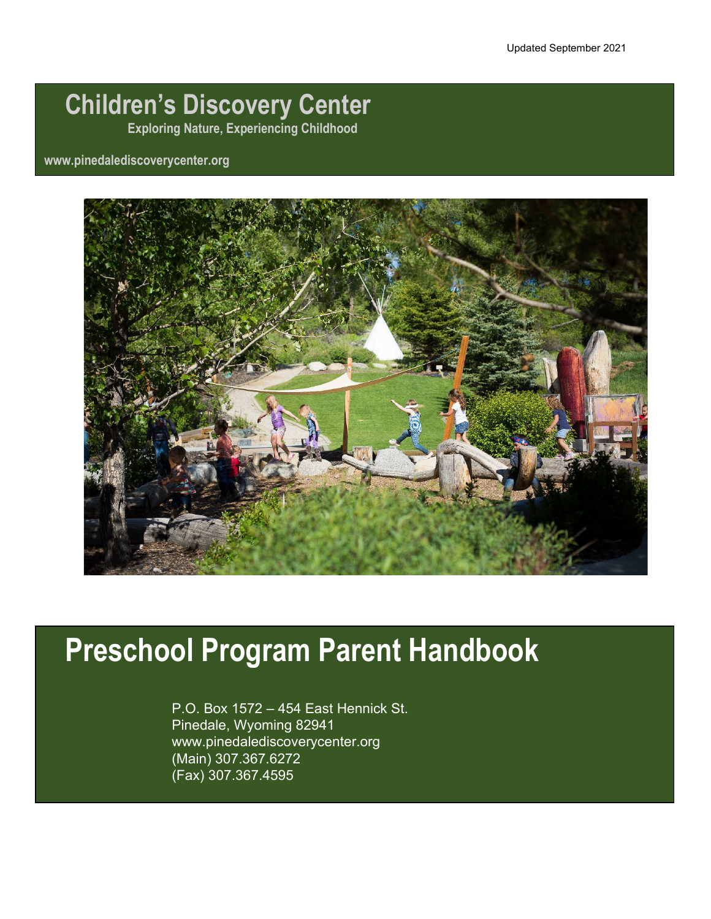Updated September 2021

# Children's Discovery Center

**Exploring Nature, Experiencing Childhood**

www.pinedalediscoverycenter.org

# Preschool Program Parent Handbook

P.O. Box 1572 – 454 East Hennick St.
Pinedale, Wyoming 82941
www.pinedalediscoverycenter.org
(Main) 307.367.6272
(Fax) 307.367.4595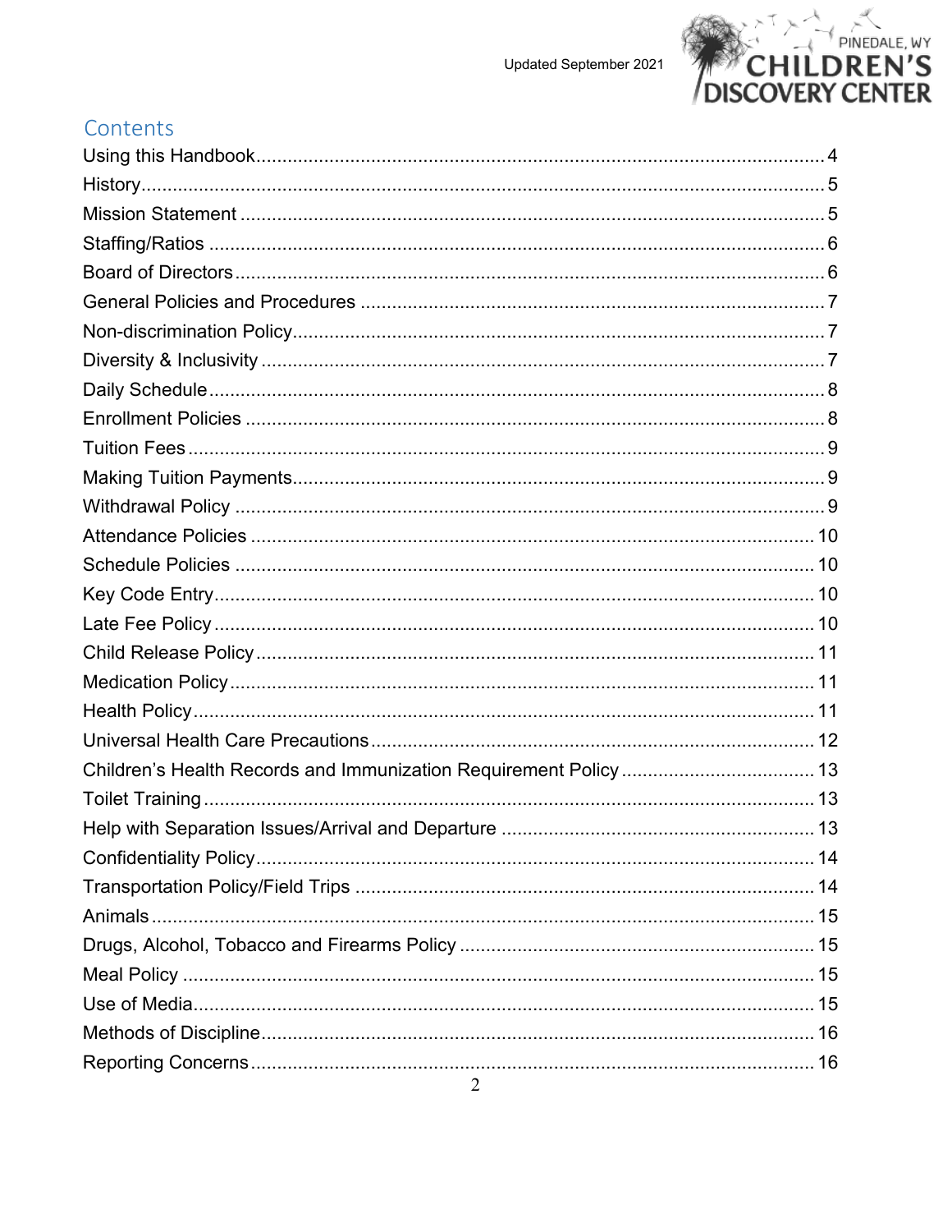## Contents

- Using this Handbook ..... 4
- History ..... 5
- Mission Statement ..... 5
- Staffing/Ratios ..... 6
- Board of Directors ..... 6
- General Policies and Procedures ..... 7
- Non-discrimination Policy ..... 7
- Diversity & Inclusivity ..... 7
- Daily Schedule ..... 8
- Enrollment Policies ..... 8
- Tuition Fees ..... 9
- Making Tuition Payments ..... 9
- Withdrawal Policy ..... 9
- Attendance Policies ..... 10
- Schedule Policies ..... 10
- Key Code Entry ..... 10
- Late Fee Policy ..... 10
- Child Release Policy ..... 11
- Medication Policy ..... 11
- Health Policy ..... 11
- Universal Health Care Precautions ..... 12
- Children's Health Records and Immunization Requirement Policy ..... 13
- Toilet Training ..... 13
- Help with Separation Issues/Arrival and Departure ..... 13
- Confidentiality Policy ..... 14
- Transportation Policy/Field Trips ..... 14
- Animals ..... 15
- Drugs, Alcohol, Tobacco and Firearms Policy ..... 15
- Meal Policy ..... 15
- Use of Media ..... 15
- Methods of Discipline ..... 16
- Reporting Concerns ..... 16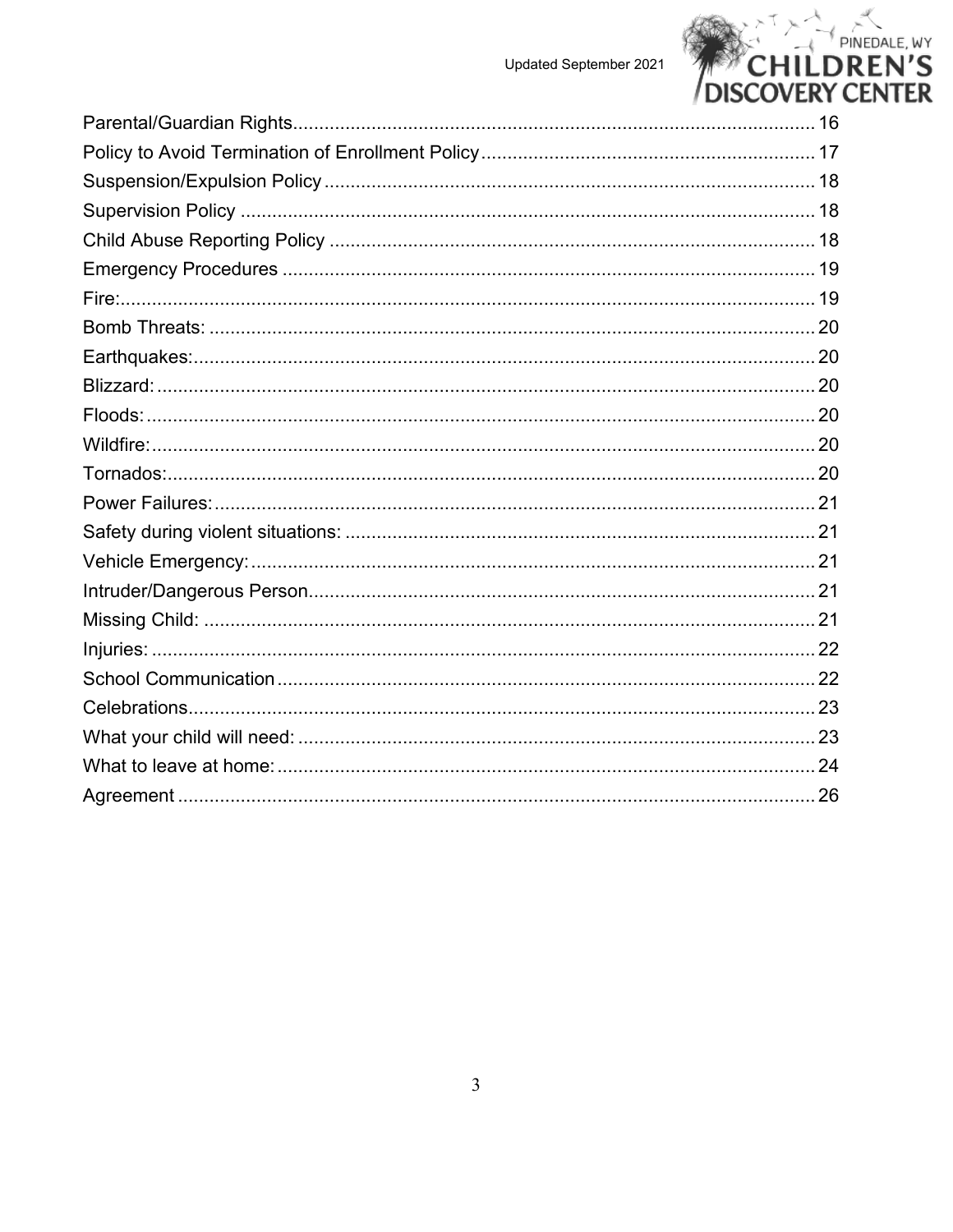Parental/Guardian Rights .................................................................................................... 16
Policy to Avoid Termination of Enrollment Policy ................................................................ 17
Suspension/Expulsion Policy .............................................................................................. 18
Supervision Policy .............................................................................................................. 18
Child Abuse Reporting Policy ............................................................................................. 18
Emergency Procedures ....................................................................................................... 19
Fire: ..................................................................................................................................... 19
Bomb Threats: .................................................................................................................... 20
Earthquakes: ....................................................................................................................... 20
Blizzard: .............................................................................................................................. 20
Floods: ................................................................................................................................ 20
Wildfire: ............................................................................................................................... 20
Tornados: ............................................................................................................................ 20
Power Failures: ................................................................................................................... 21
Safety during violent situations: .......................................................................................... 21
Vehicle Emergency: ............................................................................................................ 21
Intruder/Dangerous Person ................................................................................................. 21
Missing Child: ..................................................................................................................... 21
Injuries: ............................................................................................................................... 22
School Communication ....................................................................................................... 22
Celebrations ........................................................................................................................ 23
What your child will need: ................................................................................................... 23
What to leave at home: ....................................................................................................... 24
Agreement ........................................................................................................................... 26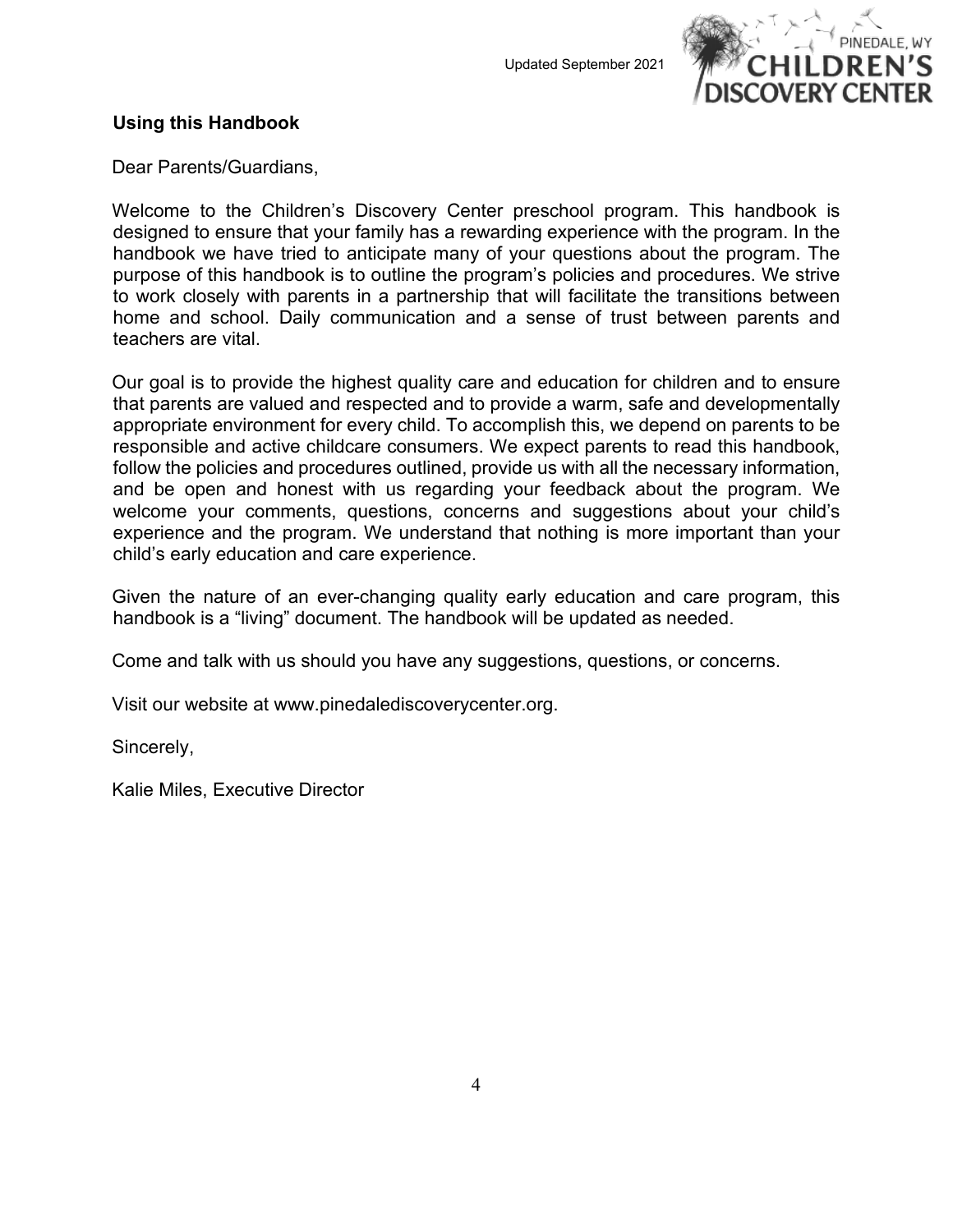## Using this Handbook

Dear Parents/Guardians,

Welcome to the Children's Discovery Center preschool program. This handbook is designed to ensure that your family has a rewarding experience with the program. In the handbook we have tried to anticipate many of your questions about the program. The purpose of this handbook is to outline the program's policies and procedures. We strive to work closely with parents in a partnership that will facilitate the transitions between home and school. Daily communication and a sense of trust between parents and teachers are vital.

Our goal is to provide the highest quality care and education for children and to ensure that parents are valued and respected and to provide a warm, safe and developmentally appropriate environment for every child. To accomplish this, we depend on parents to be responsible and active childcare consumers. We expect parents to read this handbook, follow the policies and procedures outlined, provide us with all the necessary information, and be open and honest with us regarding your feedback about the program. We welcome your comments, questions, concerns and suggestions about your child's experience and the program. We understand that nothing is more important than your child's early education and care experience.

Given the nature of an ever-changing quality early education and care program, this handbook is a "living" document. The handbook will be updated as needed.

Come and talk with us should you have any suggestions, questions, or concerns.

Visit our website at www.pinedalediscoverycenter.org.

Sincerely,

Kalie Miles, Executive Director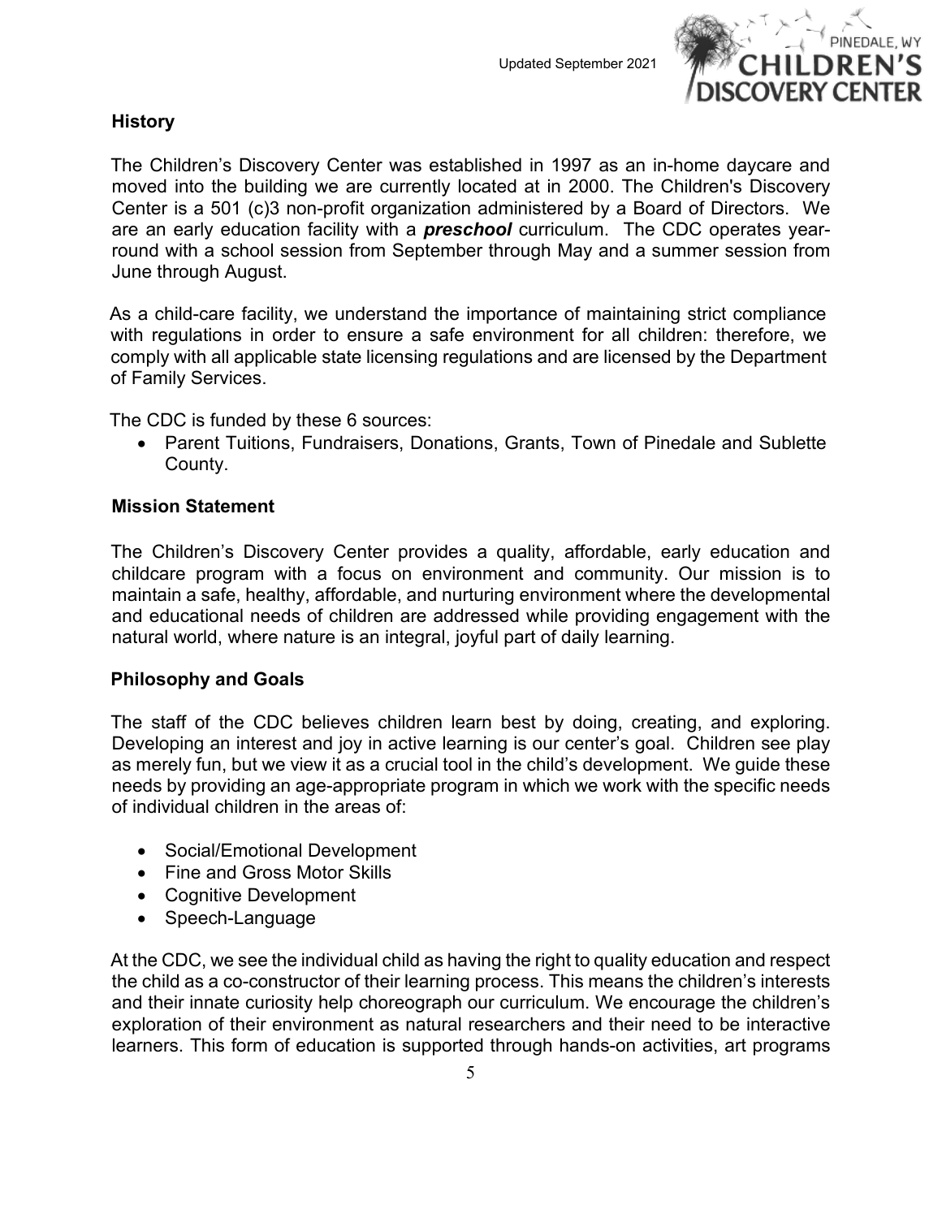## History

The Children's Discovery Center was established in 1997 as an in-home daycare and moved into the building we are currently located at in 2000. The Children's Discovery Center is a 501 (c)3 non-profit organization administered by a Board of Directors. We are an early education facility with a ***preschool*** curriculum. The CDC operates year-round with a school session from September through May and a summer session from June through August.

As a child-care facility, we understand the importance of maintaining strict compliance with regulations in order to ensure a safe environment for all children: therefore, we comply with all applicable state licensing regulations and are licensed by the Department of Family Services.

The CDC is funded by these 6 sources:

- Parent Tuitions, Fundraisers, Donations, Grants, Town of Pinedale and Sublette County.

## Mission Statement

The Children's Discovery Center provides a quality, affordable, early education and childcare program with a focus on environment and community. Our mission is to maintain a safe, healthy, affordable, and nurturing environment where the developmental and educational needs of children are addressed while providing engagement with the natural world, where nature is an integral, joyful part of daily learning.

## Philosophy and Goals

The staff of the CDC believes children learn best by doing, creating, and exploring. Developing an interest and joy in active learning is our center's goal. Children see play as merely fun, but we view it as a crucial tool in the child's development. We guide these needs by providing an age-appropriate program in which we work with the specific needs of individual children in the areas of:

- Social/Emotional Development
- Fine and Gross Motor Skills
- Cognitive Development
- Speech-Language

At the CDC, we see the individual child as having the right to quality education and respect the child as a co-constructor of their learning process. This means the children's interests and their innate curiosity help choreograph our curriculum. We encourage the children's exploration of their environment as natural researchers and their need to be interactive learners. This form of education is supported through hands-on activities, art programs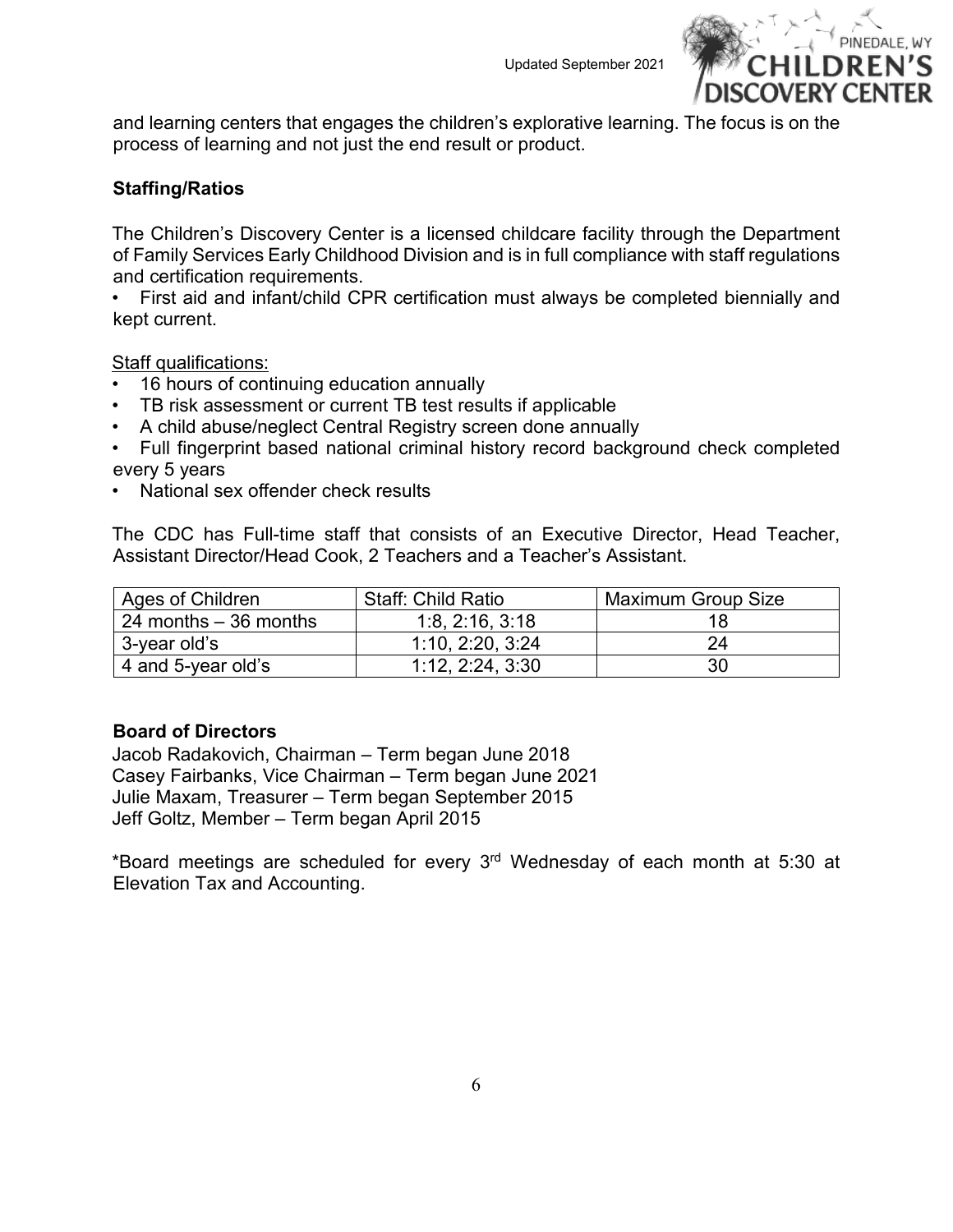and learning centers that engages the children's explorative learning. The focus is on the process of learning and not just the end result or product.

**Staffing/Ratios**

The Children's Discovery Center is a licensed childcare facility through the Department of Family Services Early Childhood Division and is in full compliance with staff regulations and certification requirements.

- First aid and infant/child CPR certification must always be completed biennially and kept current.

Staff qualifications:

- 16 hours of continuing education annually
- TB risk assessment or current TB test results if applicable
- A child abuse/neglect Central Registry screen done annually
- Full fingerprint based national criminal history record background check completed every 5 years
- National sex offender check results

The CDC has Full-time staff that consists of an Executive Director, Head Teacher, Assistant Director/Head Cook, 2 Teachers and a Teacher's Assistant.

| Ages of Children | Staff: Child Ratio | Maximum Group Size |
| --- | --- | --- |
| 24 months – 36 months | 1:8, 2:16, 3:18 | 18 |
| 3-year old's | 1:10, 2:20, 3:24 | 24 |
| 4 and 5-year old's | 1:12, 2:24, 3:30 | 30 |

**Board of Directors**

Jacob Radakovich, Chairman – Term began June 2018
Casey Fairbanks, Vice Chairman – Term began June 2021
Julie Maxam, Treasurer – Term began September 2015
Jeff Goltz, Member – Term began April 2015

*Board meetings are scheduled for every 3rd Wednesday of each month at 5:30 at Elevation Tax and Accounting.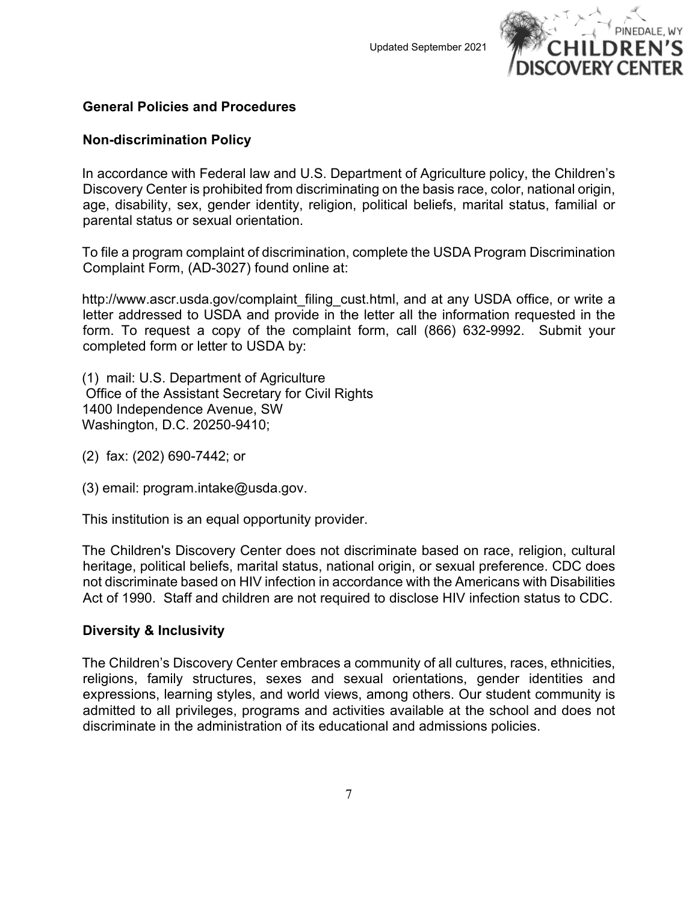## General Policies and Procedures

### Non-discrimination Policy

In accordance with Federal law and U.S. Department of Agriculture policy, the Children's Discovery Center is prohibited from discriminating on the basis race, color, national origin, age, disability, sex, gender identity, religion, political beliefs, marital status, familial or parental status or sexual orientation.

To file a program complaint of discrimination, complete the USDA Program Discrimination Complaint Form, (AD-3027) found online at:

http://www.ascr.usda.gov/complaint_filing_cust.html, and at any USDA office, or write a letter addressed to USDA and provide in the letter all the information requested in the form. To request a copy of the complaint form, call (866) 632-9992. Submit your completed form or letter to USDA by:

(1) mail: U.S. Department of Agriculture
Office of the Assistant Secretary for Civil Rights
1400 Independence Avenue, SW
Washington, D.C. 20250-9410;

(2) fax: (202) 690-7442; or

(3) email: program.intake@usda.gov.

This institution is an equal opportunity provider.

The Children's Discovery Center does not discriminate based on race, religion, cultural heritage, political beliefs, marital status, national origin, or sexual preference. CDC does not discriminate based on HIV infection in accordance with the Americans with Disabilities Act of 1990. Staff and children are not required to disclose HIV infection status to CDC.

### Diversity & Inclusivity

The Children's Discovery Center embraces a community of all cultures, races, ethnicities, religions, family structures, sexes and sexual orientations, gender identities and expressions, learning styles, and world views, among others. Our student community is admitted to all privileges, programs and activities available at the school and does not discriminate in the administration of its educational and admissions policies.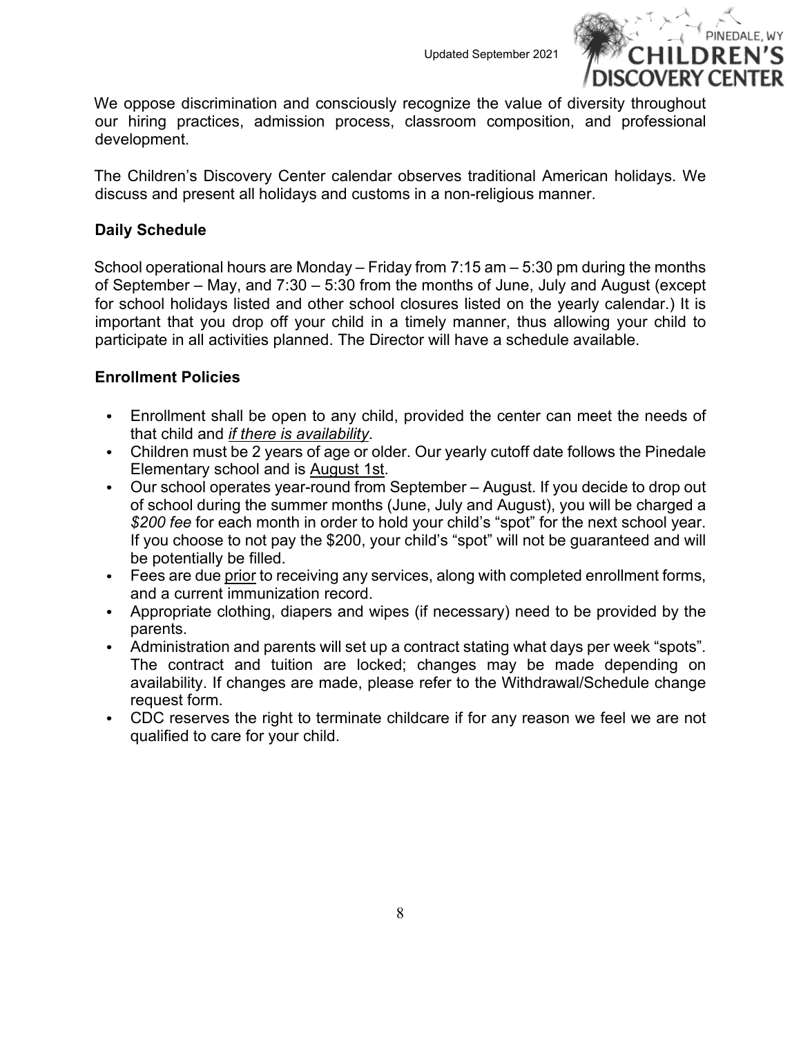We oppose discrimination and consciously recognize the value of diversity throughout our hiring practices, admission process, classroom composition, and professional development.

The Children's Discovery Center calendar observes traditional American holidays. We discuss and present all holidays and customs in a non-religious manner.

**Daily Schedule**

School operational hours are Monday – Friday from 7:15 am – 5:30 pm during the months of September – May, and 7:30 – 5:30 from the months of June, July and August (except for school holidays listed and other school closures listed on the yearly calendar.) It is important that you drop off your child in a timely manner, thus allowing your child to participate in all activities planned. The Director will have a schedule available.

**Enrollment Policies**

- Enrollment shall be open to any child, provided the center can meet the needs of that child and *if there is availability*.
- Children must be 2 years of age or older. Our yearly cutoff date follows the Pinedale Elementary school and is August 1st.
- Our school operates year-round from September – August. If you decide to drop out of school during the summer months (June, July and August), you will be charged a *$200 fee* for each month in order to hold your child's "spot" for the next school year. If you choose to not pay the $200, your child's "spot" will not be guaranteed and will be potentially be filled.
- Fees are due prior to receiving any services, along with completed enrollment forms, and a current immunization record.
- Appropriate clothing, diapers and wipes (if necessary) need to be provided by the parents.
- Administration and parents will set up a contract stating what days per week "spots". The contract and tuition are locked; changes may be made depending on availability. If changes are made, please refer to the Withdrawal/Schedule change request form.
- CDC reserves the right to terminate childcare if for any reason we feel we are not qualified to care for your child.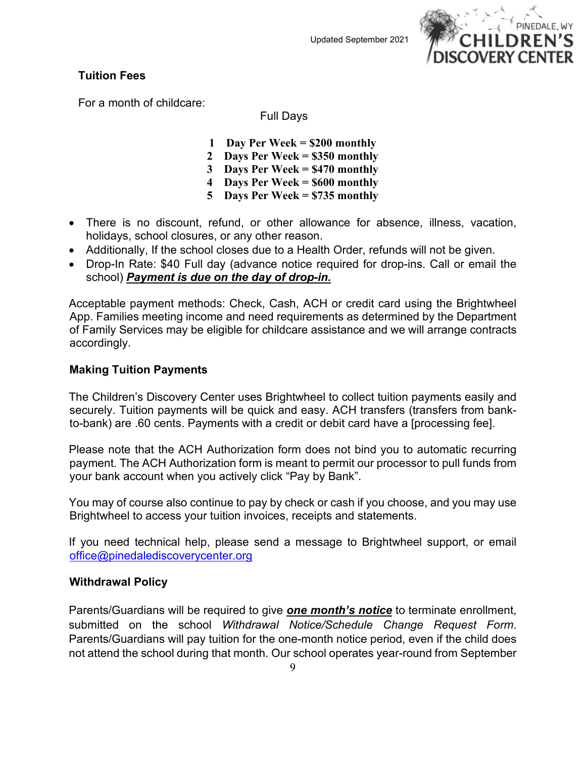**Tuition Fees**

For a month of childcare:

Full Days

**1 Day Per Week = $200 monthly**
**2 Days Per Week = $350 monthly**
**3 Days Per Week = $470 monthly**
**4 Days Per Week = $600 monthly**
**5 Days Per Week = $735 monthly**

- There is no discount, refund, or other allowance for absence, illness, vacation, holidays, school closures, or any other reason.
- Additionally, If the school closes due to a Health Order, refunds will not be given.
- Drop-In Rate: $40 Full day (advance notice required for drop-ins. Call or email the school) ***Payment is due on the day of drop-in.***

Acceptable payment methods: Check, Cash, ACH or credit card using the Brightwheel App. Families meeting income and need requirements as determined by the Department of Family Services may be eligible for childcare assistance and we will arrange contracts accordingly.

**Making Tuition Payments**

The Children's Discovery Center uses Brightwheel to collect tuition payments easily and securely. Tuition payments will be quick and easy. ACH transfers (transfers from bank-to-bank) are .60 cents. Payments with a credit or debit card have a [processing fee].

Please note that the ACH Authorization form does not bind you to automatic recurring payment. The ACH Authorization form is meant to permit our processor to pull funds from your bank account when you actively click "Pay by Bank".

You may of course also continue to pay by check or cash if you choose, and you may use Brightwheel to access your tuition invoices, receipts and statements.

If you need technical help, please send a message to Brightwheel support, or email office@pinedalediscoverycenter.org

**Withdrawal Policy**

Parents/Guardians will be required to give ***one month's notice*** to terminate enrollment, submitted on the school *Withdrawal Notice/Schedule Change Request Form*. Parents/Guardians will pay tuition for the one-month notice period, even if the child does not attend the school during that month. Our school operates year-round from September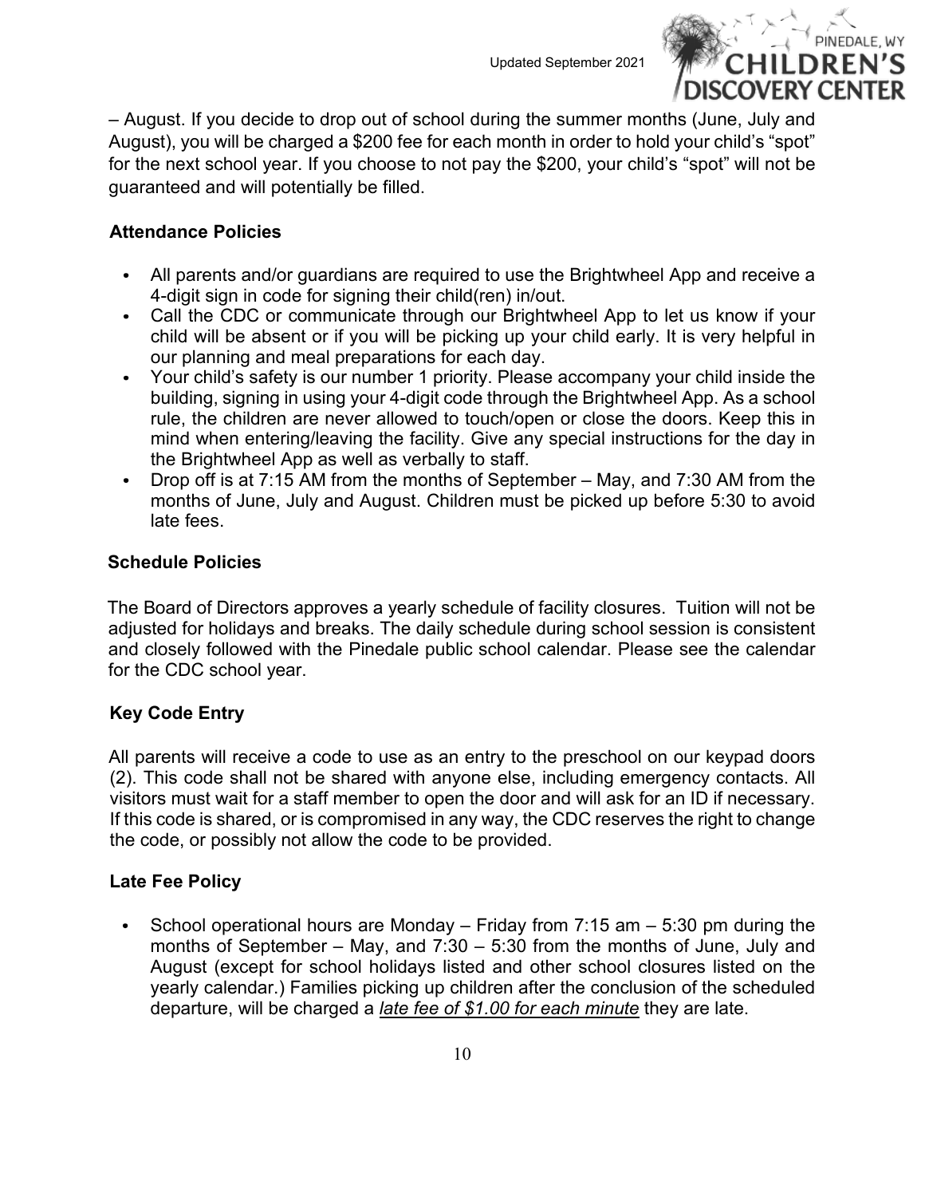– August. If you decide to drop out of school during the summer months (June, July and August), you will be charged a $200 fee for each month in order to hold your child's "spot" for the next school year. If you choose to not pay the $200, your child's "spot" will not be guaranteed and will potentially be filled.

### Attendance Policies

- All parents and/or guardians are required to use the Brightwheel App and receive a 4-digit sign in code for signing their child(ren) in/out.
- Call the CDC or communicate through our Brightwheel App to let us know if your child will be absent or if you will be picking up your child early. It is very helpful in our planning and meal preparations for each day.
- Your child's safety is our number 1 priority. Please accompany your child inside the building, signing in using your 4-digit code through the Brightwheel App. As a school rule, the children are never allowed to touch/open or close the doors. Keep this in mind when entering/leaving the facility. Give any special instructions for the day in the Brightwheel App as well as verbally to staff.
- Drop off is at 7:15 AM from the months of September – May, and 7:30 AM from the months of June, July and August. Children must be picked up before 5:30 to avoid late fees.

### Schedule Policies

The Board of Directors approves a yearly schedule of facility closures. Tuition will not be adjusted for holidays and breaks. The daily schedule during school session is consistent and closely followed with the Pinedale public school calendar. Please see the calendar for the CDC school year.

### Key Code Entry

All parents will receive a code to use as an entry to the preschool on our keypad doors (2). This code shall not be shared with anyone else, including emergency contacts. All visitors must wait for a staff member to open the door and will ask for an ID if necessary. If this code is shared, or is compromised in any way, the CDC reserves the right to change the code, or possibly not allow the code to be provided.

### Late Fee Policy

- School operational hours are Monday – Friday from 7:15 am – 5:30 pm during the months of September – May, and 7:30 – 5:30 from the months of June, July and August (except for school holidays listed and other school closures listed on the yearly calendar.) Families picking up children after the conclusion of the scheduled departure, will be charged a *late fee of $1.00 for each minute* they are late.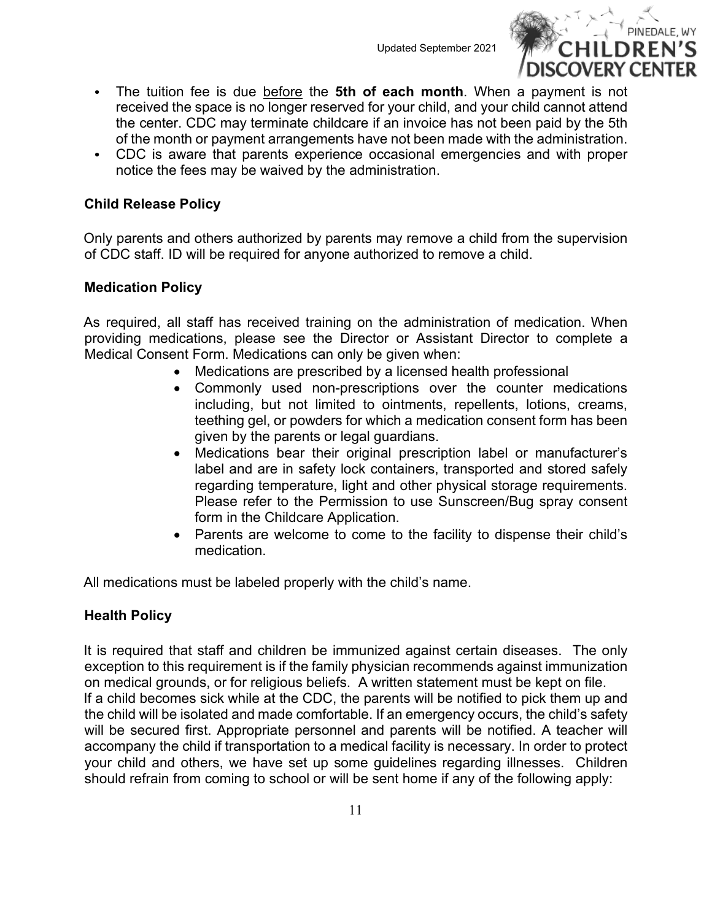- The tuition fee is due before the **5th of each month**. When a payment is not received the space is no longer reserved for your child, and your child cannot attend the center. CDC may terminate childcare if an invoice has not been paid by the 5th of the month or payment arrangements have not been made with the administration.
- CDC is aware that parents experience occasional emergencies and with proper notice the fees may be waived by the administration.

### Child Release Policy

Only parents and others authorized by parents may remove a child from the supervision of CDC staff. ID will be required for anyone authorized to remove a child.

### Medication Policy

As required, all staff has received training on the administration of medication. When providing medications, please see the Director or Assistant Director to complete a Medical Consent Form. Medications can only be given when:

- Medications are prescribed by a licensed health professional
- Commonly used non-prescriptions over the counter medications including, but not limited to ointments, repellents, lotions, creams, teething gel, or powders for which a medication consent form has been given by the parents or legal guardians.
- Medications bear their original prescription label or manufacturer's label and are in safety lock containers, transported and stored safely regarding temperature, light and other physical storage requirements. Please refer to the Permission to use Sunscreen/Bug spray consent form in the Childcare Application.
- Parents are welcome to come to the facility to dispense their child's medication.

All medications must be labeled properly with the child's name.

### Health Policy

It is required that staff and children be immunized against certain diseases. The only exception to this requirement is if the family physician recommends against immunization on medical grounds, or for religious beliefs. A written statement must be kept on file.
If a child becomes sick while at the CDC, the parents will be notified to pick them up and the child will be isolated and made comfortable. If an emergency occurs, the child's safety will be secured first. Appropriate personnel and parents will be notified. A teacher will accompany the child if transportation to a medical facility is necessary. In order to protect your child and others, we have set up some guidelines regarding illnesses. Children should refrain from coming to school or will be sent home if any of the following apply: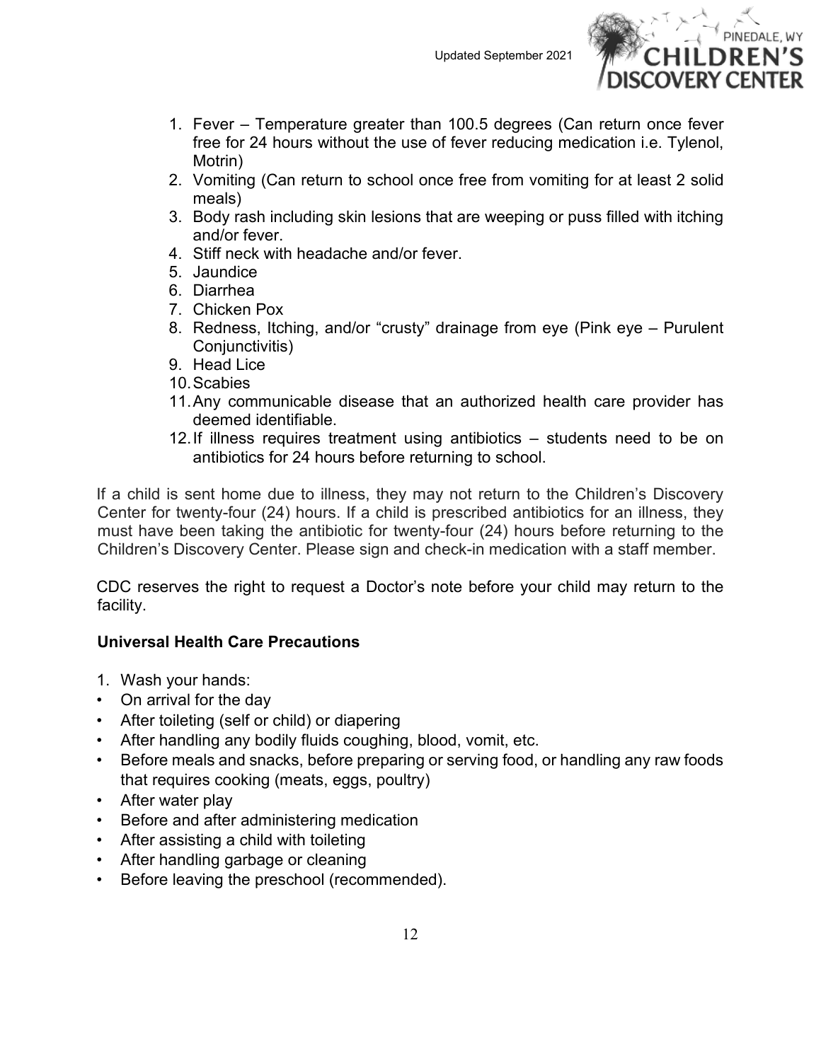1. Fever – Temperature greater than 100.5 degrees (Can return once fever free for 24 hours without the use of fever reducing medication i.e. Tylenol, Motrin)
2. Vomiting (Can return to school once free from vomiting for at least 2 solid meals)
3. Body rash including skin lesions that are weeping or puss filled with itching and/or fever.
4. Stiff neck with headache and/or fever.
5. Jaundice
6. Diarrhea
7. Chicken Pox
8. Redness, Itching, and/or "crusty" drainage from eye (Pink eye – Purulent Conjunctivitis)
9. Head Lice
10. Scabies
11. Any communicable disease that an authorized health care provider has deemed identifiable.
12. If illness requires treatment using antibiotics – students need to be on antibiotics for 24 hours before returning to school.

If a child is sent home due to illness, they may not return to the Children's Discovery Center for twenty-four (24) hours. If a child is prescribed antibiotics for an illness, they must have been taking the antibiotic for twenty-four (24) hours before returning to the Children's Discovery Center. Please sign and check-in medication with a staff member.

CDC reserves the right to request a Doctor's note before your child may return to the facility.

**Universal Health Care Precautions**

1. Wash your hands:

- On arrival for the day
- After toileting (self or child) or diapering
- After handling any bodily fluids coughing, blood, vomit, etc.
- Before meals and snacks, before preparing or serving food, or handling any raw foods that requires cooking (meats, eggs, poultry)
- After water play
- Before and after administering medication
- After assisting a child with toileting
- After handling garbage or cleaning
- Before leaving the preschool (recommended).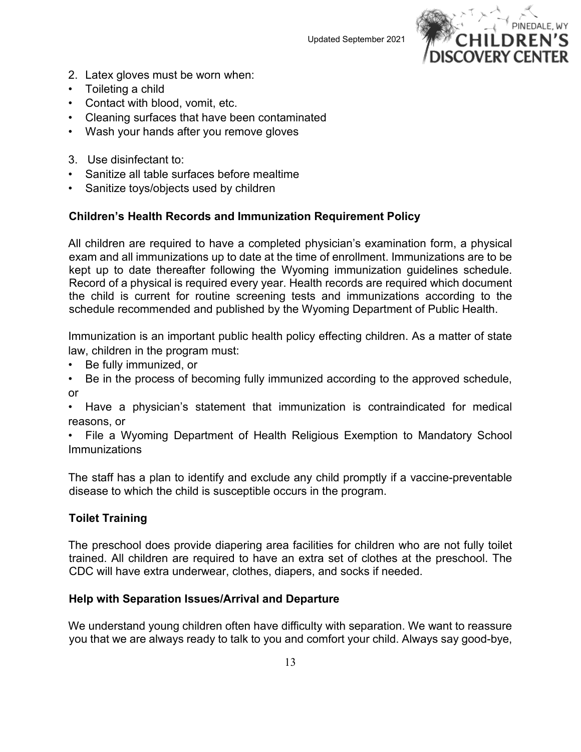2. Latex gloves must be worn when:
- Toileting a child
- Contact with blood, vomit, etc.
- Cleaning surfaces that have been contaminated
- Wash your hands after you remove gloves

3. Use disinfectant to:
- Sanitize all table surfaces before mealtime
- Sanitize toys/objects used by children

### Children's Health Records and Immunization Requirement Policy

All children are required to have a completed physician's examination form, a physical exam and all immunizations up to date at the time of enrollment. Immunizations are to be kept up to date thereafter following the Wyoming immunization guidelines schedule. Record of a physical is required every year. Health records are required which document the child is current for routine screening tests and immunizations according to the schedule recommended and published by the Wyoming Department of Public Health.

Immunization is an important public health policy effecting children. As a matter of state law, children in the program must:
- Be fully immunized, or
- Be in the process of becoming fully immunized according to the approved schedule, or
- Have a physician's statement that immunization is contraindicated for medical reasons, or
- File a Wyoming Department of Health Religious Exemption to Mandatory School Immunizations

The staff has a plan to identify and exclude any child promptly if a vaccine-preventable disease to which the child is susceptible occurs in the program.

### Toilet Training

The preschool does provide diapering area facilities for children who are not fully toilet trained. All children are required to have an extra set of clothes at the preschool. The CDC will have extra underwear, clothes, diapers, and socks if needed.

### Help with Separation Issues/Arrival and Departure

We understand young children often have difficulty with separation. We want to reassure you that we are always ready to talk to you and comfort your child. Always say good-bye,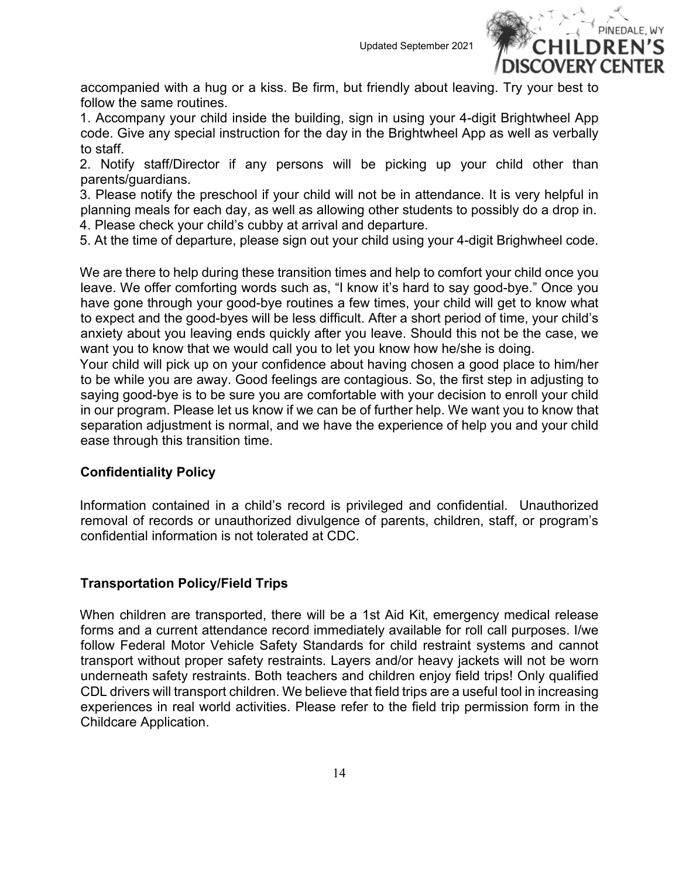accompanied with a hug or a kiss. Be firm, but friendly about leaving. Try your best to follow the same routines.

1. Accompany your child inside the building, sign in using your 4-digit Brightwheel App code. Give any special instruction for the day in the Brightwheel App as well as verbally to staff.
2. Notify staff/Director if any persons will be picking up your child other than parents/guardians.
3. Please notify the preschool if your child will not be in attendance. It is very helpful in planning meals for each day, as well as allowing other students to possibly do a drop in.
4. Please check your child's cubby at arrival and departure.
5. At the time of departure, please sign out your child using your 4-digit Brighwheel code.

We are there to help during these transition times and help to comfort your child once you leave. We offer comforting words such as, "I know it's hard to say good-bye." Once you have gone through your good-bye routines a few times, your child will get to know what to expect and the good-byes will be less difficult. After a short period of time, your child's anxiety about you leaving ends quickly after you leave. Should this not be the case, we want you to know that we would call you to let you know how he/she is doing.

Your child will pick up on your confidence about having chosen a good place to him/her to be while you are away. Good feelings are contagious. So, the first step in adjusting to saying good-bye is to be sure you are comfortable with your decision to enroll your child in our program. Please let us know if we can be of further help. We want you to know that separation adjustment is normal, and we have the experience of help you and your child ease through this transition time.

### Confidentiality Policy

Information contained in a child's record is privileged and confidential. Unauthorized removal of records or unauthorized divulgence of parents, children, staff, or program's confidential information is not tolerated at CDC.

### Transportation Policy/Field Trips

When children are transported, there will be a 1st Aid Kit, emergency medical release forms and a current attendance record immediately available for roll call purposes. I/we follow Federal Motor Vehicle Safety Standards for child restraint systems and cannot transport without proper safety restraints. Layers and/or heavy jackets will not be worn underneath safety restraints. Both teachers and children enjoy field trips! Only qualified CDL drivers will transport children. We believe that field trips are a useful tool in increasing experiences in real world activities. Please refer to the field trip permission form in the Childcare Application.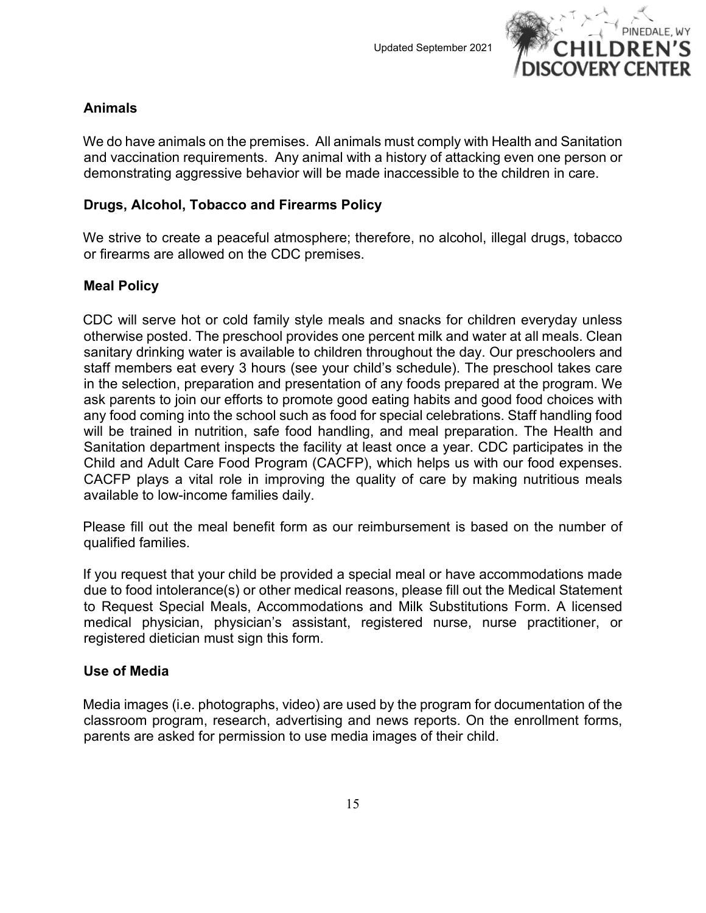## Animals

We do have animals on the premises. All animals must comply with Health and Sanitation and vaccination requirements. Any animal with a history of attacking even one person or demonstrating aggressive behavior will be made inaccessible to the children in care.

## Drugs, Alcohol, Tobacco and Firearms Policy

We strive to create a peaceful atmosphere; therefore, no alcohol, illegal drugs, tobacco or firearms are allowed on the CDC premises.

## Meal Policy

CDC will serve hot or cold family style meals and snacks for children everyday unless otherwise posted. The preschool provides one percent milk and water at all meals. Clean sanitary drinking water is available to children throughout the day. Our preschoolers and staff members eat every 3 hours (see your child's schedule). The preschool takes care in the selection, preparation and presentation of any foods prepared at the program. We ask parents to join our efforts to promote good eating habits and good food choices with any food coming into the school such as food for special celebrations. Staff handling food will be trained in nutrition, safe food handling, and meal preparation. The Health and Sanitation department inspects the facility at least once a year. CDC participates in the Child and Adult Care Food Program (CACFP), which helps us with our food expenses. CACFP plays a vital role in improving the quality of care by making nutritious meals available to low-income families daily.

Please fill out the meal benefit form as our reimbursement is based on the number of qualified families.

If you request that your child be provided a special meal or have accommodations made due to food intolerance(s) or other medical reasons, please fill out the Medical Statement to Request Special Meals, Accommodations and Milk Substitutions Form. A licensed medical physician, physician's assistant, registered nurse, nurse practitioner, or registered dietician must sign this form.

## Use of Media

Media images (i.e. photographs, video) are used by the program for documentation of the classroom program, research, advertising and news reports. On the enrollment forms, parents are asked for permission to use media images of their child.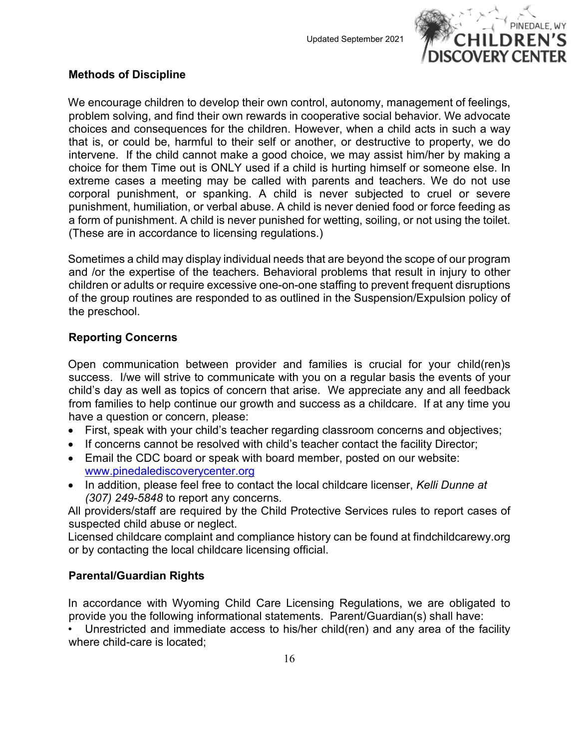## Methods of Discipline

We encourage children to develop their own control, autonomy, management of feelings, problem solving, and find their own rewards in cooperative social behavior. We advocate choices and consequences for the children. However, when a child acts in such a way that is, or could be, harmful to their self or another, or destructive to property, we do intervene. If the child cannot make a good choice, we may assist him/her by making a choice for them Time out is ONLY used if a child is hurting himself or someone else. In extreme cases a meeting may be called with parents and teachers. We do not use corporal punishment, or spanking. A child is never subjected to cruel or severe punishment, humiliation, or verbal abuse. A child is never denied food or force feeding as a form of punishment. A child is never punished for wetting, soiling, or not using the toilet. (These are in accordance to licensing regulations.)

Sometimes a child may display individual needs that are beyond the scope of our program and /or the expertise of the teachers. Behavioral problems that result in injury to other children or adults or require excessive one-on-one staffing to prevent frequent disruptions of the group routines are responded to as outlined in the Suspension/Expulsion policy of the preschool.

## Reporting Concerns

Open communication between provider and families is crucial for your child(ren)s success. I/we will strive to communicate with you on a regular basis the events of your child's day as well as topics of concern that arise. We appreciate any and all feedback from families to help continue our growth and success as a childcare. If at any time you have a question or concern, please:

- First, speak with your child's teacher regarding classroom concerns and objectives;
- If concerns cannot be resolved with child's teacher contact the facility Director;
- Email the CDC board or speak with board member, posted on our website: www.pinedalediscoverycenter.org
- In addition, please feel free to contact the local childcare licenser, *Kelli Dunne at (307) 249-5848* to report any concerns.

All providers/staff are required by the Child Protective Services rules to report cases of suspected child abuse or neglect.

Licensed childcare complaint and compliance history can be found at findchildcarewy.org or by contacting the local childcare licensing official.

## Parental/Guardian Rights

In accordance with Wyoming Child Care Licensing Regulations, we are obligated to provide you the following informational statements. Parent/Guardian(s) shall have:

- Unrestricted and immediate access to his/her child(ren) and any area of the facility where child-care is located;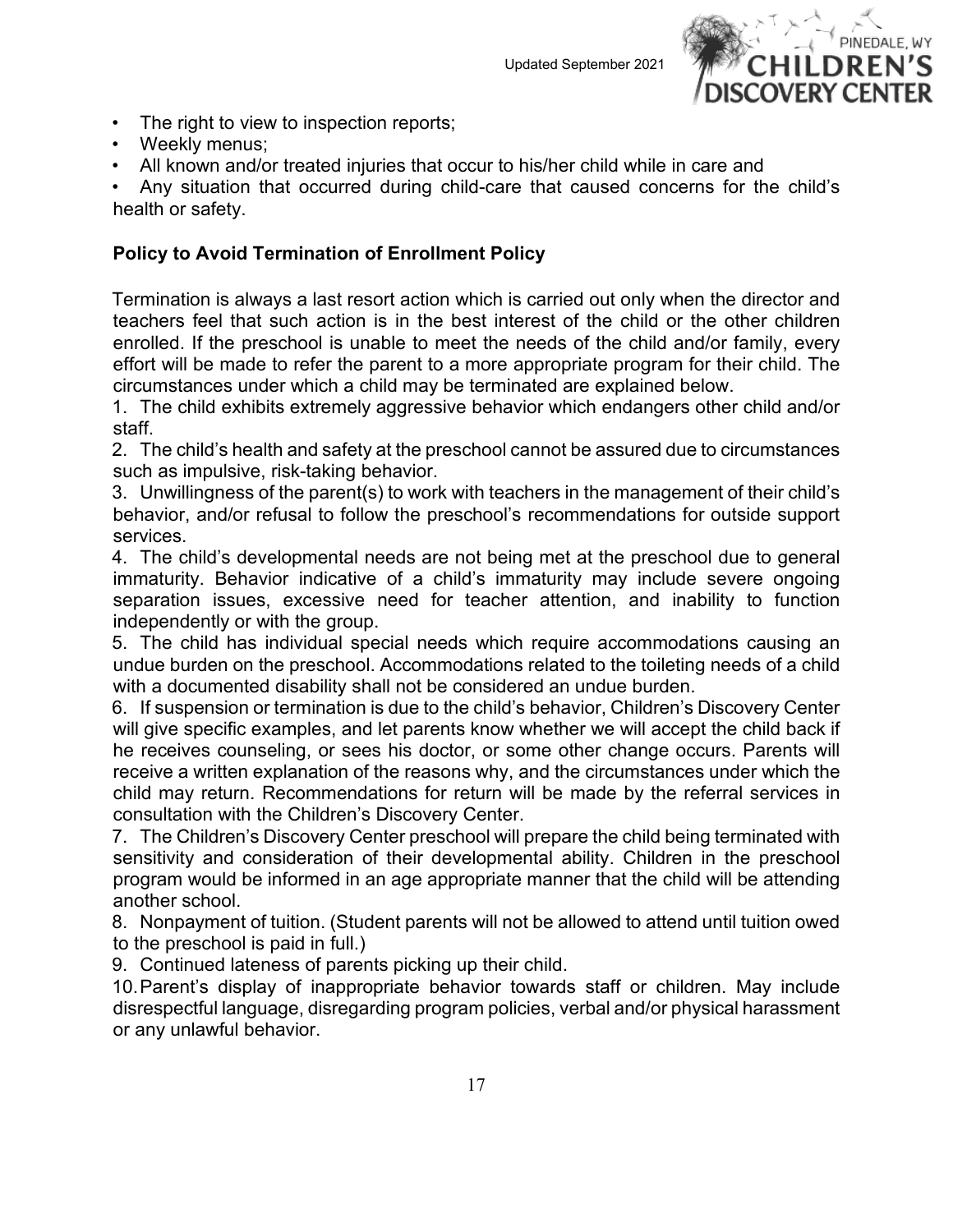- The right to view to inspection reports;
- Weekly menus;
- All known and/or treated injuries that occur to his/her child while in care and
- Any situation that occurred during child-care that caused concerns for the child's health or safety.

**Policy to Avoid Termination of Enrollment Policy**

Termination is always a last resort action which is carried out only when the director and teachers feel that such action is in the best interest of the child or the other children enrolled. If the preschool is unable to meet the needs of the child and/or family, every effort will be made to refer the parent to a more appropriate program for their child. The circumstances under which a child may be terminated are explained below.

1. The child exhibits extremely aggressive behavior which endangers other child and/or staff.
2. The child's health and safety at the preschool cannot be assured due to circumstances such as impulsive, risk-taking behavior.
3. Unwillingness of the parent(s) to work with teachers in the management of their child's behavior, and/or refusal to follow the preschool's recommendations for outside support services.
4. The child's developmental needs are not being met at the preschool due to general immaturity. Behavior indicative of a child's immaturity may include severe ongoing separation issues, excessive need for teacher attention, and inability to function independently or with the group.
5. The child has individual special needs which require accommodations causing an undue burden on the preschool. Accommodations related to the toileting needs of a child with a documented disability shall not be considered an undue burden.
6. If suspension or termination is due to the child's behavior, Children's Discovery Center will give specific examples, and let parents know whether we will accept the child back if he receives counseling, or sees his doctor, or some other change occurs. Parents will receive a written explanation of the reasons why, and the circumstances under which the child may return. Recommendations for return will be made by the referral services in consultation with the Children's Discovery Center.
7. The Children's Discovery Center preschool will prepare the child being terminated with sensitivity and consideration of their developmental ability. Children in the preschool program would be informed in an age appropriate manner that the child will be attending another school.
8. Nonpayment of tuition. (Student parents will not be allowed to attend until tuition owed to the preschool is paid in full.)
9. Continued lateness of parents picking up their child.
10. Parent's display of inappropriate behavior towards staff or children. May include disrespectful language, disregarding program policies, verbal and/or physical harassment or any unlawful behavior.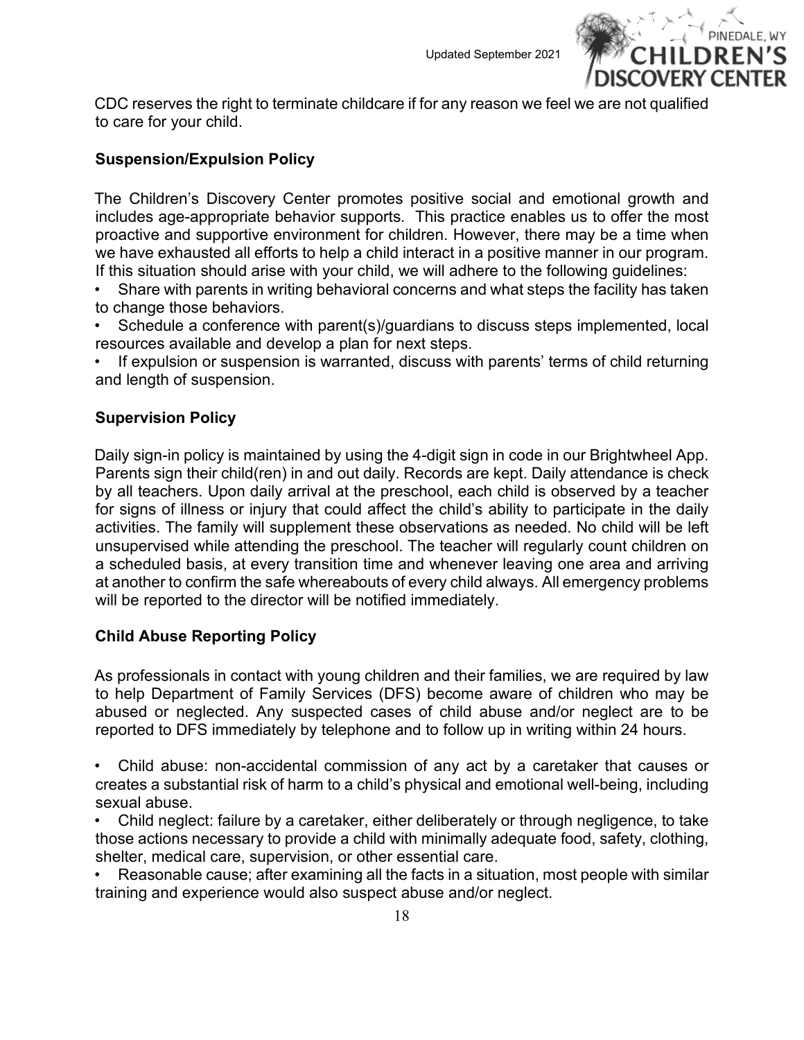CDC reserves the right to terminate childcare if for any reason we feel we are not qualified to care for your child.

**Suspension/Expulsion Policy**

The Children's Discovery Center promotes positive social and emotional growth and includes age-appropriate behavior supports. This practice enables us to offer the most proactive and supportive environment for children. However, there may be a time when we have exhausted all efforts to help a child interact in a positive manner in our program. If this situation should arise with your child, we will adhere to the following guidelines:

- Share with parents in writing behavioral concerns and what steps the facility has taken to change those behaviors.
- Schedule a conference with parent(s)/guardians to discuss steps implemented, local resources available and develop a plan for next steps.
- If expulsion or suspension is warranted, discuss with parents' terms of child returning and length of suspension.

**Supervision Policy**

Daily sign-in policy is maintained by using the 4-digit sign in code in our Brightwheel App. Parents sign their child(ren) in and out daily. Records are kept. Daily attendance is check by all teachers. Upon daily arrival at the preschool, each child is observed by a teacher for signs of illness or injury that could affect the child's ability to participate in the daily activities. The family will supplement these observations as needed. No child will be left unsupervised while attending the preschool. The teacher will regularly count children on a scheduled basis, at every transition time and whenever leaving one area and arriving at another to confirm the safe whereabouts of every child always. All emergency problems will be reported to the director will be notified immediately.

**Child Abuse Reporting Policy**

As professionals in contact with young children and their families, we are required by law to help Department of Family Services (DFS) become aware of children who may be abused or neglected. Any suspected cases of child abuse and/or neglect are to be reported to DFS immediately by telephone and to follow up in writing within 24 hours.

- Child abuse: non-accidental commission of any act by a caretaker that causes or creates a substantial risk of harm to a child's physical and emotional well-being, including sexual abuse.
- Child neglect: failure by a caretaker, either deliberately or through negligence, to take those actions necessary to provide a child with minimally adequate food, safety, clothing, shelter, medical care, supervision, or other essential care.
- Reasonable cause; after examining all the facts in a situation, most people with similar training and experience would also suspect abuse and/or neglect.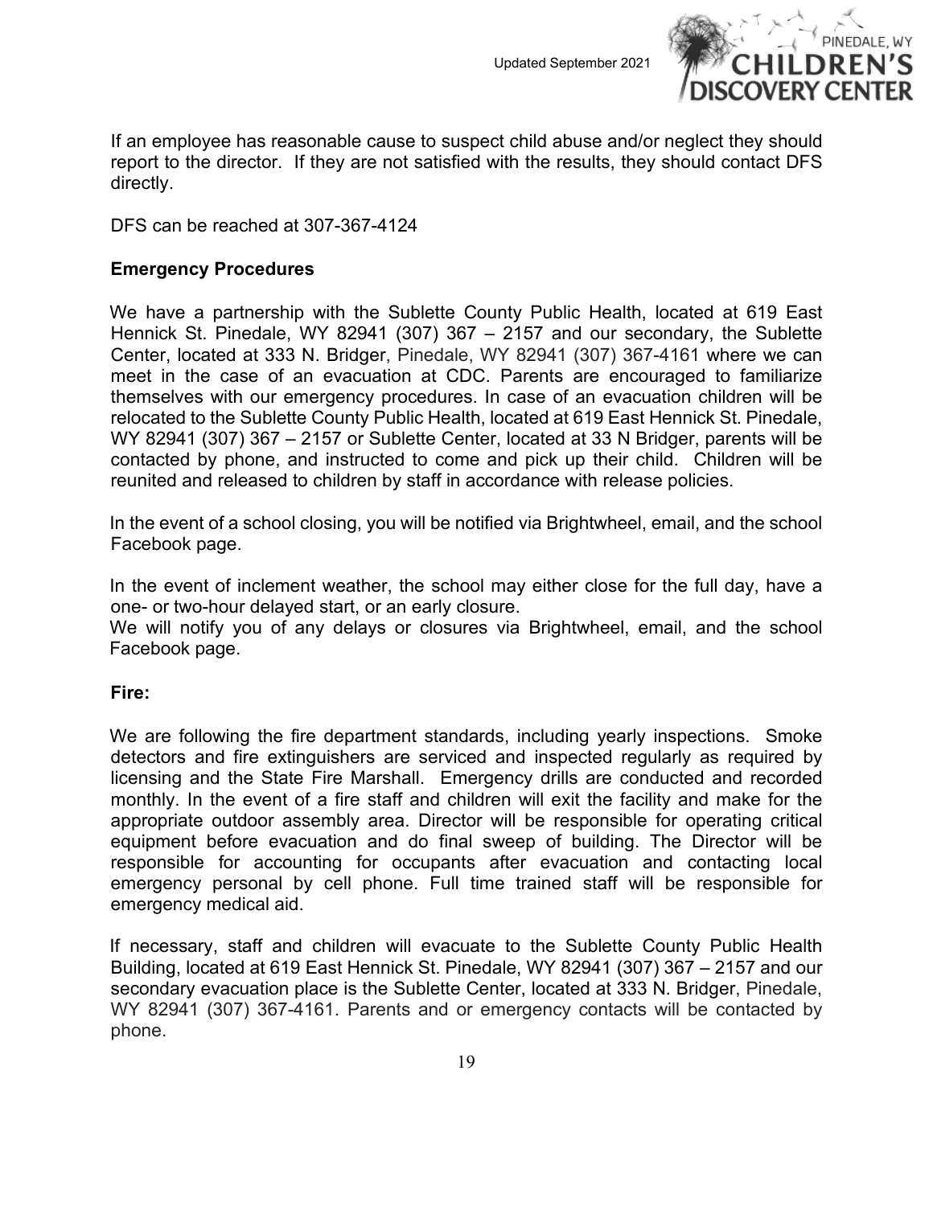If an employee has reasonable cause to suspect child abuse and/or neglect they should report to the director. If they are not satisfied with the results, they should contact DFS directly.

DFS can be reached at 307-367-4124

**Emergency Procedures**

We have a partnership with the Sublette County Public Health, located at 619 East Hennick St. Pinedale, WY 82941 (307) 367 – 2157 and our secondary, the Sublette Center, located at 333 N. Bridger, Pinedale, WY 82941 (307) 367-4161 where we can meet in the case of an evacuation at CDC. Parents are encouraged to familiarize themselves with our emergency procedures. In case of an evacuation children will be relocated to the Sublette County Public Health, located at 619 East Hennick St. Pinedale, WY 82941 (307) 367 – 2157 or Sublette Center, located at 33 N Bridger, parents will be contacted by phone, and instructed to come and pick up their child. Children will be reunited and released to children by staff in accordance with release policies.

In the event of a school closing, you will be notified via Brightwheel, email, and the school Facebook page.

In the event of inclement weather, the school may either close for the full day, have a one- or two-hour delayed start, or an early closure.
We will notify you of any delays or closures via Brightwheel, email, and the school Facebook page.

**Fire:**

We are following the fire department standards, including yearly inspections. Smoke detectors and fire extinguishers are serviced and inspected regularly as required by licensing and the State Fire Marshall. Emergency drills are conducted and recorded monthly. In the event of a fire staff and children will exit the facility and make for the appropriate outdoor assembly area. Director will be responsible for operating critical equipment before evacuation and do final sweep of building. The Director will be responsible for accounting for occupants after evacuation and contacting local emergency personal by cell phone. Full time trained staff will be responsible for emergency medical aid.

If necessary, staff and children will evacuate to the Sublette County Public Health Building, located at 619 East Hennick St. Pinedale, WY 82941 (307) 367 – 2157 and our secondary evacuation place is the Sublette Center, located at 333 N. Bridger, Pinedale, WY 82941 (307) 367-4161. Parents and or emergency contacts will be contacted by phone.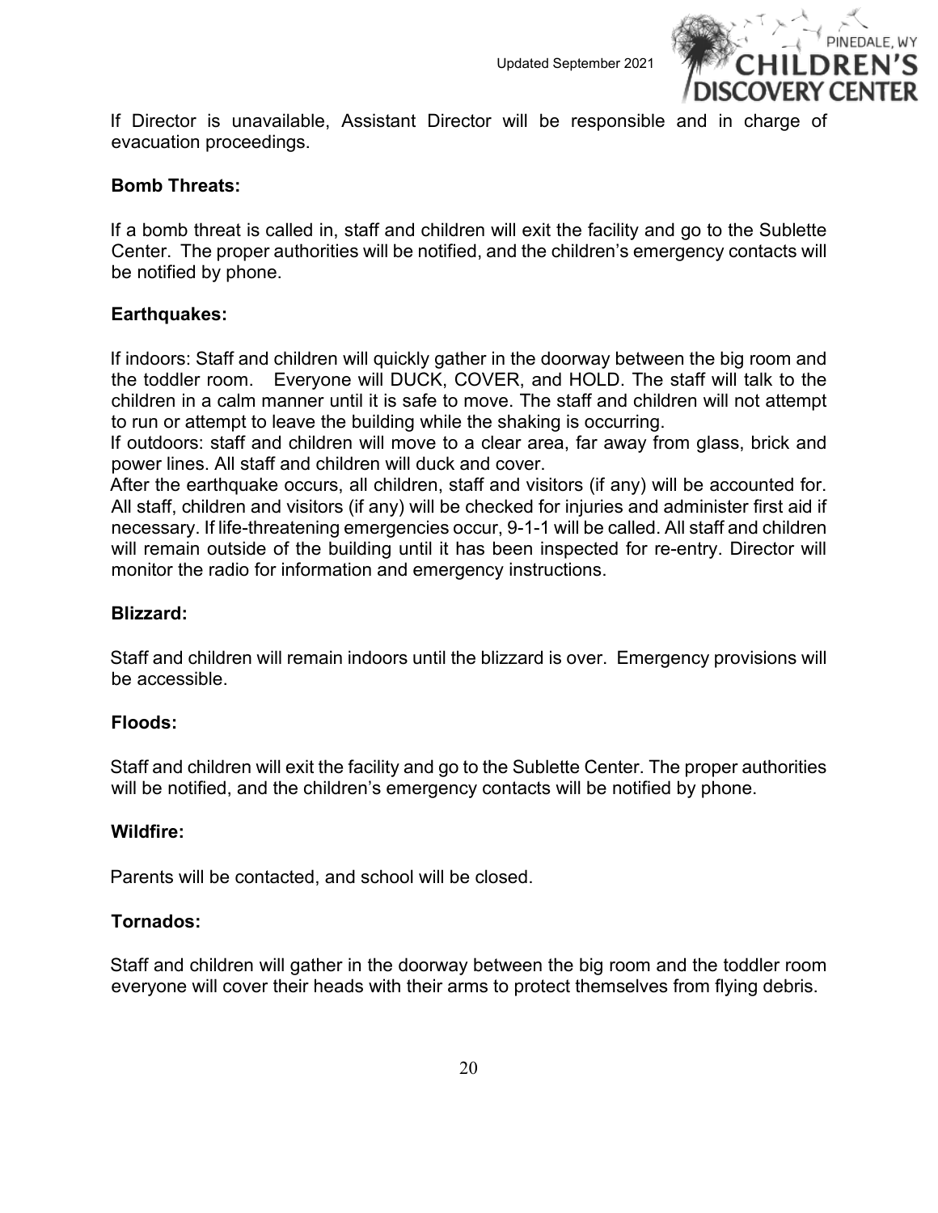If Director is unavailable, Assistant Director will be responsible and in charge of evacuation proceedings.

**Bomb Threats:**

If a bomb threat is called in, staff and children will exit the facility and go to the Sublette Center. The proper authorities will be notified, and the children's emergency contacts will be notified by phone.

**Earthquakes:**

If indoors: Staff and children will quickly gather in the doorway between the big room and the toddler room. Everyone will DUCK, COVER, and HOLD. The staff will talk to the children in a calm manner until it is safe to move. The staff and children will not attempt to run or attempt to leave the building while the shaking is occurring.
If outdoors: staff and children will move to a clear area, far away from glass, brick and power lines. All staff and children will duck and cover.
After the earthquake occurs, all children, staff and visitors (if any) will be accounted for. All staff, children and visitors (if any) will be checked for injuries and administer first aid if necessary. If life-threatening emergencies occur, 9-1-1 will be called. All staff and children will remain outside of the building until it has been inspected for re-entry. Director will monitor the radio for information and emergency instructions.

**Blizzard:**

Staff and children will remain indoors until the blizzard is over. Emergency provisions will be accessible.

**Floods:**

Staff and children will exit the facility and go to the Sublette Center. The proper authorities will be notified, and the children's emergency contacts will be notified by phone.

**Wildfire:**

Parents will be contacted, and school will be closed.

**Tornados:**

Staff and children will gather in the doorway between the big room and the toddler room everyone will cover their heads with their arms to protect themselves from flying debris.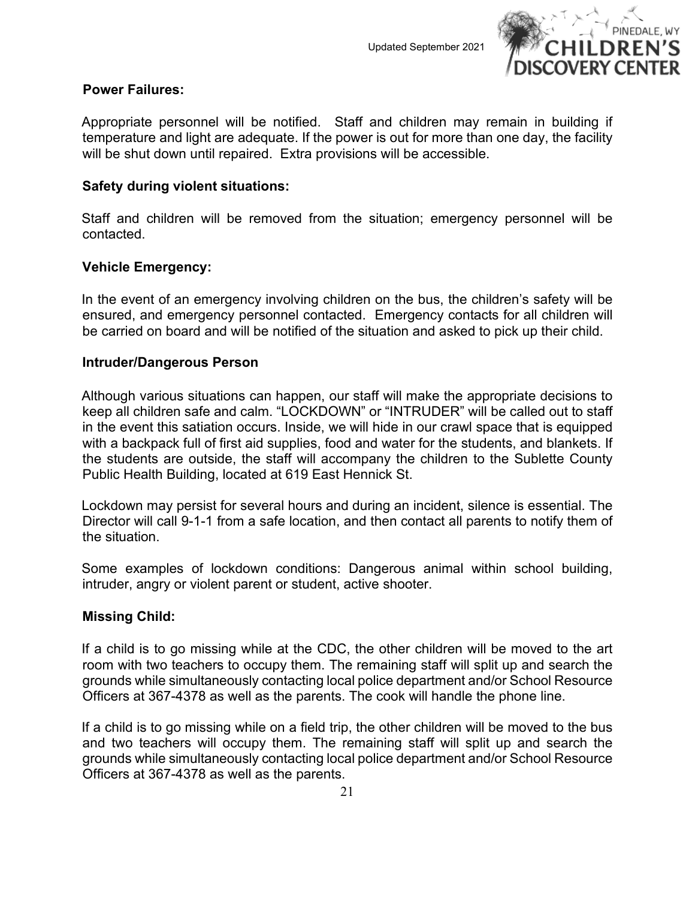### Power Failures:

Appropriate personnel will be notified. Staff and children may remain in building if temperature and light are adequate. If the power is out for more than one day, the facility will be shut down until repaired. Extra provisions will be accessible.

### Safety during violent situations:

Staff and children will be removed from the situation; emergency personnel will be contacted.

### Vehicle Emergency:

In the event of an emergency involving children on the bus, the children's safety will be ensured, and emergency personnel contacted. Emergency contacts for all children will be carried on board and will be notified of the situation and asked to pick up their child.

### Intruder/Dangerous Person

Although various situations can happen, our staff will make the appropriate decisions to keep all children safe and calm. "LOCKDOWN" or "INTRUDER" will be called out to staff in the event this satiation occurs. Inside, we will hide in our crawl space that is equipped with a backpack full of first aid supplies, food and water for the students, and blankets. If the students are outside, the staff will accompany the children to the Sublette County Public Health Building, located at 619 East Hennick St.

Lockdown may persist for several hours and during an incident, silence is essential. The Director will call 9-1-1 from a safe location, and then contact all parents to notify them of the situation.

Some examples of lockdown conditions: Dangerous animal within school building, intruder, angry or violent parent or student, active shooter.

### Missing Child:

If a child is to go missing while at the CDC, the other children will be moved to the art room with two teachers to occupy them. The remaining staff will split up and search the grounds while simultaneously contacting local police department and/or School Resource Officers at 367-4378 as well as the parents. The cook will handle the phone line.

If a child is to go missing while on a field trip, the other children will be moved to the bus and two teachers will occupy them. The remaining staff will split up and search the grounds while simultaneously contacting local police department and/or School Resource Officers at 367-4378 as well as the parents.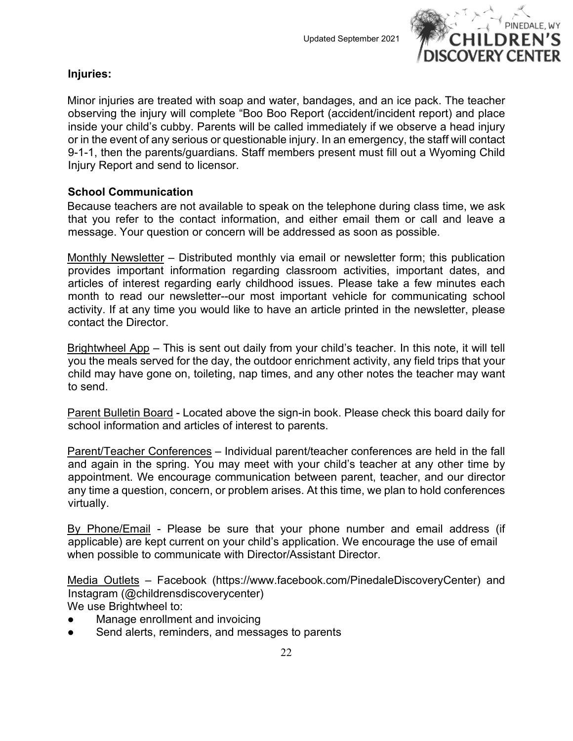**Injuries:**

Minor injuries are treated with soap and water, bandages, and an ice pack. The teacher observing the injury will complete "Boo Boo Report (accident/incident report) and place inside your child's cubby. Parents will be called immediately if we observe a head injury or in the event of any serious or questionable injury. In an emergency, the staff will contact 9-1-1, then the parents/guardians. Staff members present must fill out a Wyoming Child Injury Report and send to licensor.

**School Communication**

Because teachers are not available to speak on the telephone during class time, we ask that you refer to the contact information, and either email them or call and leave a message. Your question or concern will be addressed as soon as possible.

<u>Monthly Newsletter</u> – Distributed monthly via email or newsletter form; this publication provides important information regarding classroom activities, important dates, and articles of interest regarding early childhood issues. Please take a few minutes each month to read our newsletter--our most important vehicle for communicating school activity. If at any time you would like to have an article printed in the newsletter, please contact the Director.

<u>Brightwheel App</u> – This is sent out daily from your child's teacher. In this note, it will tell you the meals served for the day, the outdoor enrichment activity, any field trips that your child may have gone on, toileting, nap times, and any other notes the teacher may want to send.

<u>Parent Bulletin Board</u> - Located above the sign-in book. Please check this board daily for school information and articles of interest to parents.

<u>Parent/Teacher Conferences</u> – Individual parent/teacher conferences are held in the fall and again in the spring. You may meet with your child's teacher at any other time by appointment. We encourage communication between parent, teacher, and our director any time a question, concern, or problem arises. At this time, we plan to hold conferences virtually.

<u>By Phone/Email</u> - Please be sure that your phone number and email address (if applicable) are kept current on your child's application. We encourage the use of email when possible to communicate with Director/Assistant Director.

<u>Media Outlets</u> – Facebook (https://www.facebook.com/PinedaleDiscoveryCenter) and Instagram (@childrensdiscoverycenter)

We use Brightwheel to:

- Manage enrollment and invoicing
- Send alerts, reminders, and messages to parents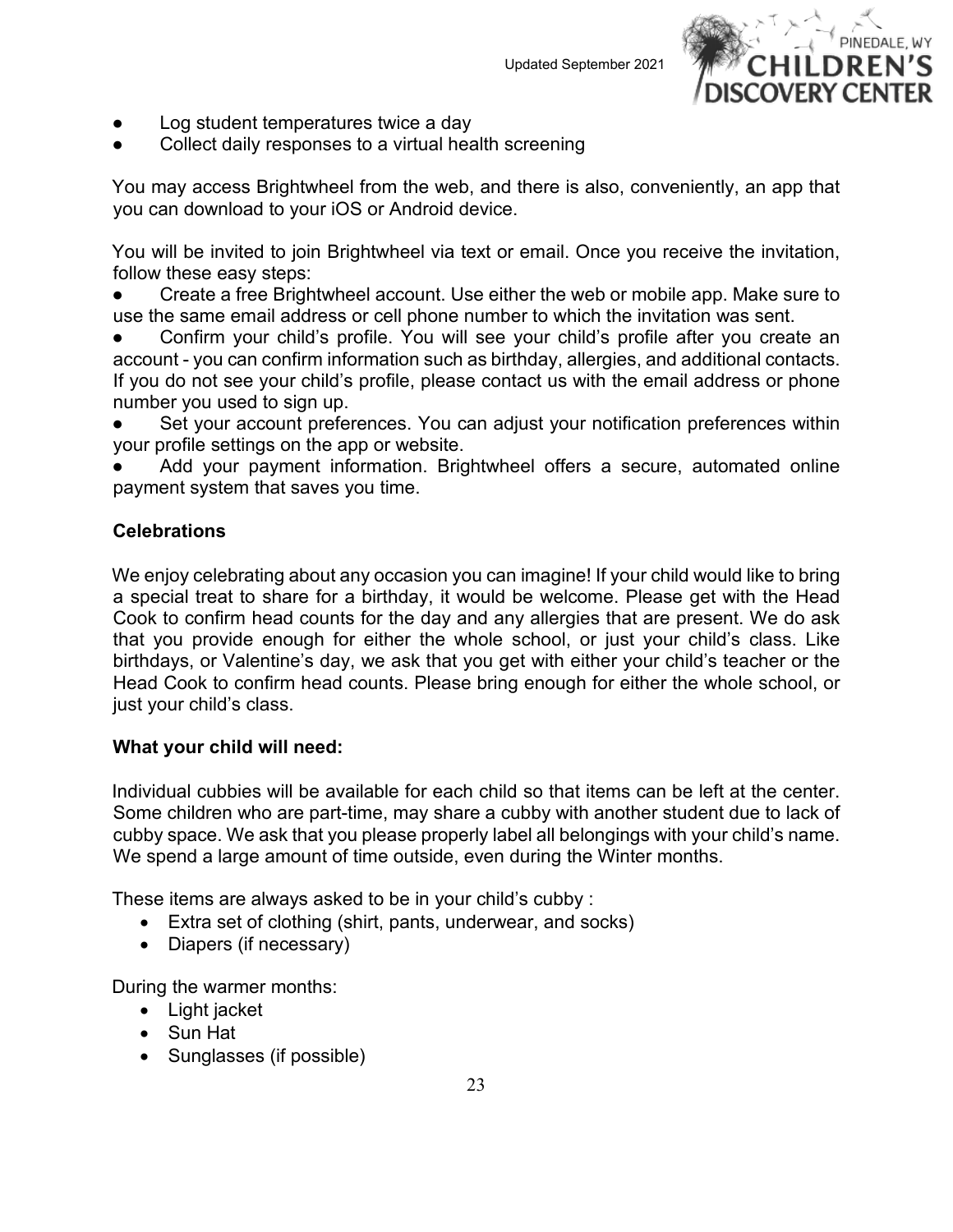- Log student temperatures twice a day
- Collect daily responses to a virtual health screening

You may access Brightwheel from the web, and there is also, conveniently, an app that you can download to your iOS or Android device.

You will be invited to join Brightwheel via text or email. Once you receive the invitation, follow these easy steps:

- Create a free Brightwheel account. Use either the web or mobile app. Make sure to use the same email address or cell phone number to which the invitation was sent.
- Confirm your child's profile. You will see your child's profile after you create an account - you can confirm information such as birthday, allergies, and additional contacts. If you do not see your child's profile, please contact us with the email address or phone number you used to sign up.
- Set your account preferences. You can adjust your notification preferences within your profile settings on the app or website.
- Add your payment information. Brightwheel offers a secure, automated online payment system that saves you time.

**Celebrations**

We enjoy celebrating about any occasion you can imagine! If your child would like to bring a special treat to share for a birthday, it would be welcome. Please get with the Head Cook to confirm head counts for the day and any allergies that are present. We do ask that you provide enough for either the whole school, or just your child's class. Like birthdays, or Valentine's day, we ask that you get with either your child's teacher or the Head Cook to confirm head counts. Please bring enough for either the whole school, or just your child's class.

**What your child will need:**

Individual cubbies will be available for each child so that items can be left at the center. Some children who are part-time, may share a cubby with another student due to lack of cubby space. We ask that you please properly label all belongings with your child's name. We spend a large amount of time outside, even during the Winter months.

These items are always asked to be in your child's cubby :

- Extra set of clothing (shirt, pants, underwear, and socks)
- Diapers (if necessary)

During the warmer months:

- Light jacket
- Sun Hat
- Sunglasses (if possible)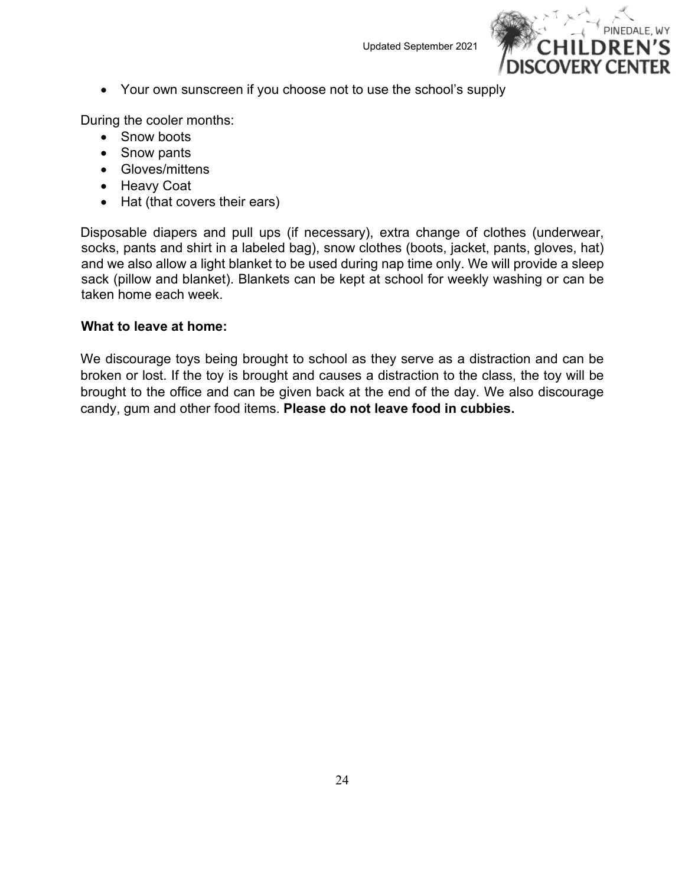- Your own sunscreen if you choose not to use the school's supply

During the cooler months:

- Snow boots
- Snow pants
- Gloves/mittens
- Heavy Coat
- Hat (that covers their ears)

Disposable diapers and pull ups (if necessary), extra change of clothes (underwear, socks, pants and shirt in a labeled bag), snow clothes (boots, jacket, pants, gloves, hat) and we also allow a light blanket to be used during nap time only. We will provide a sleep sack (pillow and blanket). Blankets can be kept at school for weekly washing or can be taken home each week.

**What to leave at home:**

We discourage toys being brought to school as they serve as a distraction and can be broken or lost. If the toy is brought and causes a distraction to the class, the toy will be brought to the office and can be given back at the end of the day. We also discourage candy, gum and other food items. **Please do not leave food in cubbies.**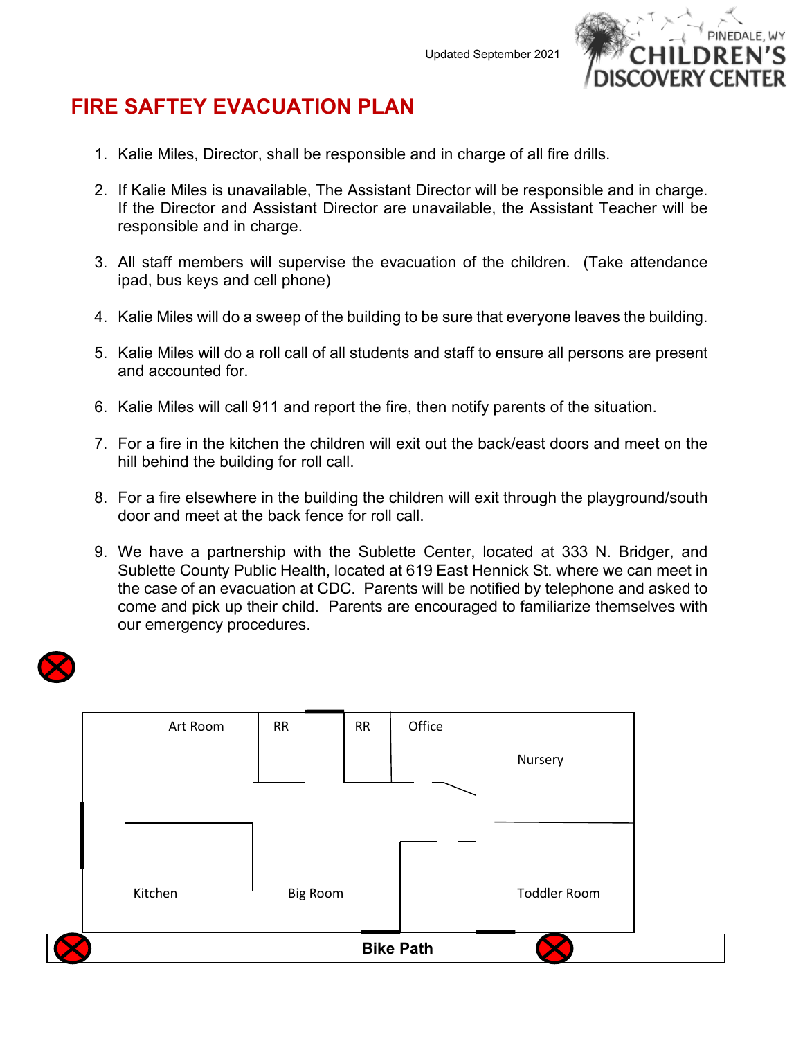Updated September 2021

PINEDALE, WY
CHILDREN'S DISCOVERY CENTER

# FIRE SAFTEY EVACUATION PLAN

1. Kalie Miles, Director, shall be responsible and in charge of all fire drills.
2. If Kalie Miles is unavailable, The Assistant Director will be responsible and in charge. If the Director and Assistant Director are unavailable, the Assistant Teacher will be responsible and in charge.
3. All staff members will supervise the evacuation of the children. (Take attendance ipad, bus keys and cell phone)
4. Kalie Miles will do a sweep of the building to be sure that everyone leaves the building.
5. Kalie Miles will do a roll call of all students and staff to ensure all persons are present and accounted for.
6. Kalie Miles will call 911 and report the fire, then notify parents of the situation.
7. For a fire in the kitchen the children will exit out the back/east doors and meet on the hill behind the building for roll call.
8. For a fire elsewhere in the building the children will exit through the playground/south door and meet at the back fence for roll call.
9. We have a partnership with the Sublette Center, located at 333 N. Bridger, and Sublette County Public Health, located at 619 East Hennick St. where we can meet in the case of an evacuation at CDC. Parents will be notified by telephone and asked to come and pick up their child. Parents are encouraged to familiarize themselves with our emergency procedures.

Art Room | RR | RR | Office | Nursery

Kitchen | Big Room | Toddler Room

**Bike Path**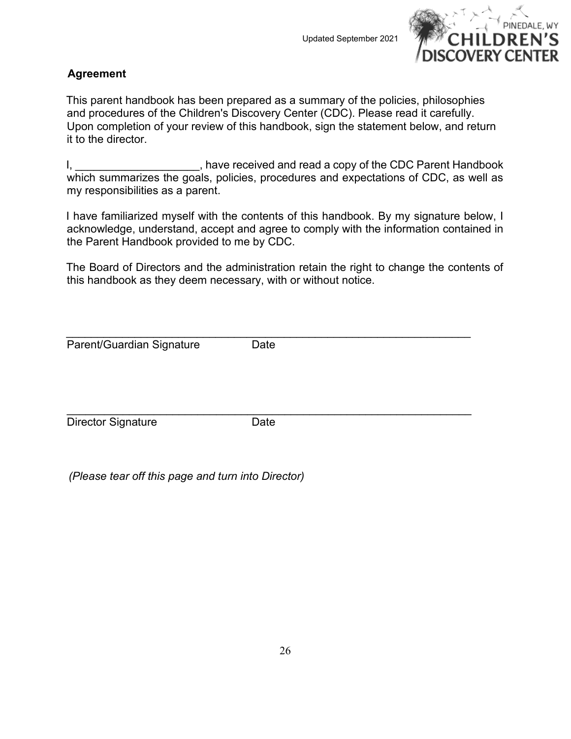## Agreement

This parent handbook has been prepared as a summary of the policies, philosophies and procedures of the Children's Discovery Center (CDC). Please read it carefully. Upon completion of your review of this handbook, sign the statement below, and return it to the director.

I, ____________________, have received and read a copy of the CDC Parent Handbook which summarizes the goals, policies, procedures and expectations of CDC, as well as my responsibilities as a parent.

I have familiarized myself with the contents of this handbook. By my signature below, I acknowledge, understand, accept and agree to comply with the information contained in the Parent Handbook provided to me by CDC.

The Board of Directors and the administration retain the right to change the contents of this handbook as they deem necessary, with or without notice.

_________________________________________________________________

Parent/Guardian Signature Date

_________________________________________________________________

Director Signature Date

*(Please tear off this page and turn into Director)*